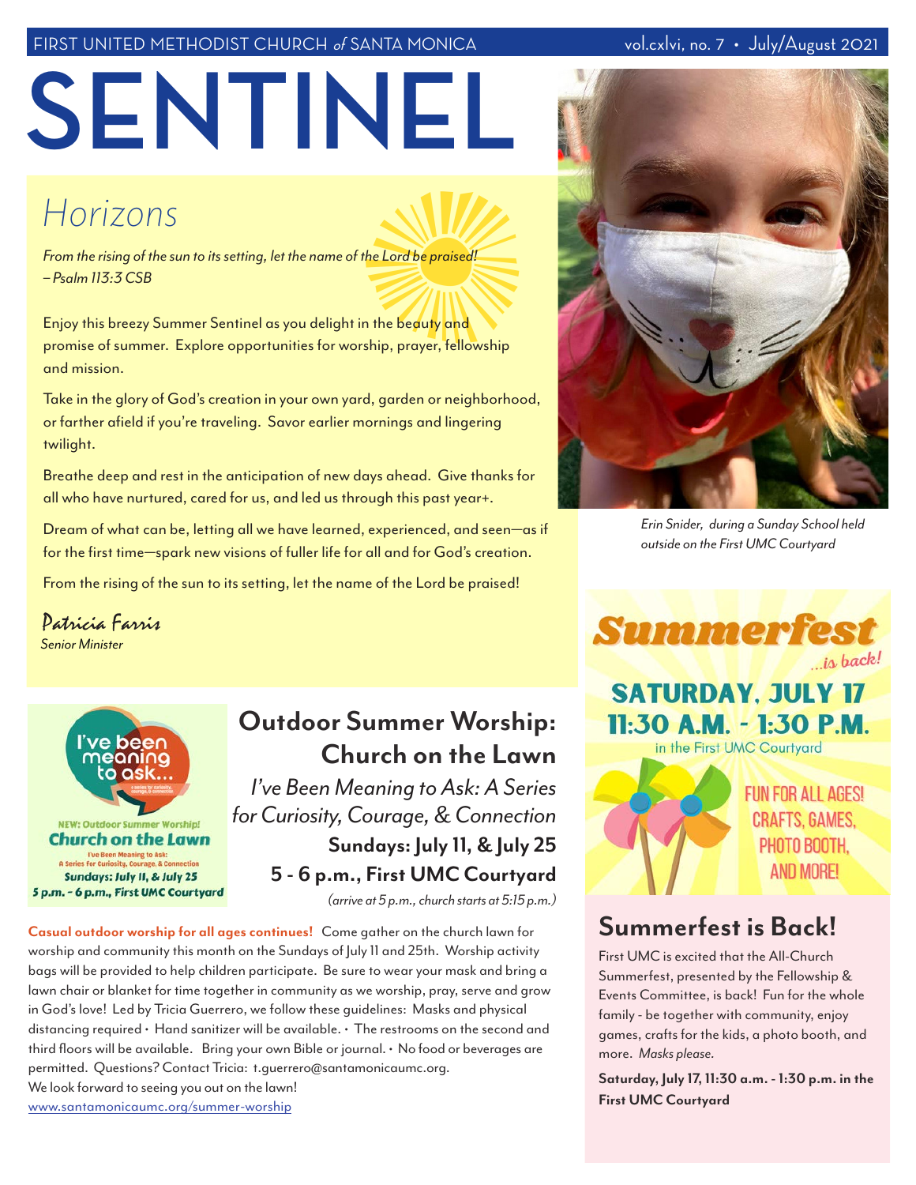FIRST UNITED METHODIST CHURCH *of* SANTA MONICA — vol.cxlvi, no. 7 • July/August 2021

# SENTINEL

## Horizons

*From the rising of the sun to its setting, let the name of the Lord be praised!*
*– Psalm 113:3 CSB*

Enjoy this breezy Summer Sentinel as you delight in the beauty and promise of summer. Explore opportunities for worship, prayer, fellowship and mission.

Take in the glory of God's creation in your own yard, garden or neighborhood, or farther afield if you're traveling. Savor earlier mornings and lingering twilight.

Breathe deep and rest in the anticipation of new days ahead. Give thanks for all who have nurtured, cared for us, and led us through this past year+.

Dream of what can be, letting all we have learned, experienced, and seen—as if for the first time—spark new visions of fuller life for all and for God's creation.

From the rising of the sun to its setting, let the name of the Lord be praised!

Patricia Farris
*Senior Minister*

*Erin Snider, during a Sunday School held outside on the First UMC Courtyard*

I've been meaning to ask...

NEW: Outdoor Summer Worship!
**Church on the Lawn**
I've Been Meaning to Ask: A Series for Curiosity, Courage, & Connection
**Sundays: July 11, & July 25**
**5 p.m. - 6 p.m., First UMC Courtyard**

## Outdoor Summer Worship: Church on the Lawn

*I've Been Meaning to Ask: A Series for Curiosity, Courage, & Connection*

**Sundays: July 11, & July 25**

**5 - 6 p.m., First UMC Courtyard**

*(arrive at 5 p.m., church starts at 5:15 p.m.)*

**Casual outdoor worship for all ages continues!** Come gather on the church lawn for worship and community this month on the Sundays of July 11 and 25th. Worship activity bags will be provided to help children participate. Be sure to wear your mask and bring a lawn chair or blanket for time together in community as we worship, pray, serve and grow in God's love! Led by Tricia Guerrero, we follow these guidelines: Masks and physical distancing required • Hand sanitizer will be available. • The restrooms on the second and third floors will be available. Bring your own Bible or journal. • No food or beverages are permitted. Questions? Contact Tricia: t.guerrero@santamonicaumc.org.
We look forward to seeing you out on the lawn!
www.santamonicaumc.org/summer-worship

**Summerfest** *...is back!*

**SATURDAY, JULY 17**
**11:30 A.M. - 1:30 P.M.**
in the First UMC Courtyard

FUN FOR ALL AGES! CRAFTS, GAMES, PHOTO BOOTH, AND MORE!

## Summerfest is Back!

First UMC is excited that the All-Church Summerfest, presented by the Fellowship & Events Committee, is back! Fun for the whole family - be together with community, enjoy games, crafts for the kids, a photo booth, and more. *Masks please.*

**Saturday, July 17, 11:30 a.m. - 1:30 p.m. in the First UMC Courtyard**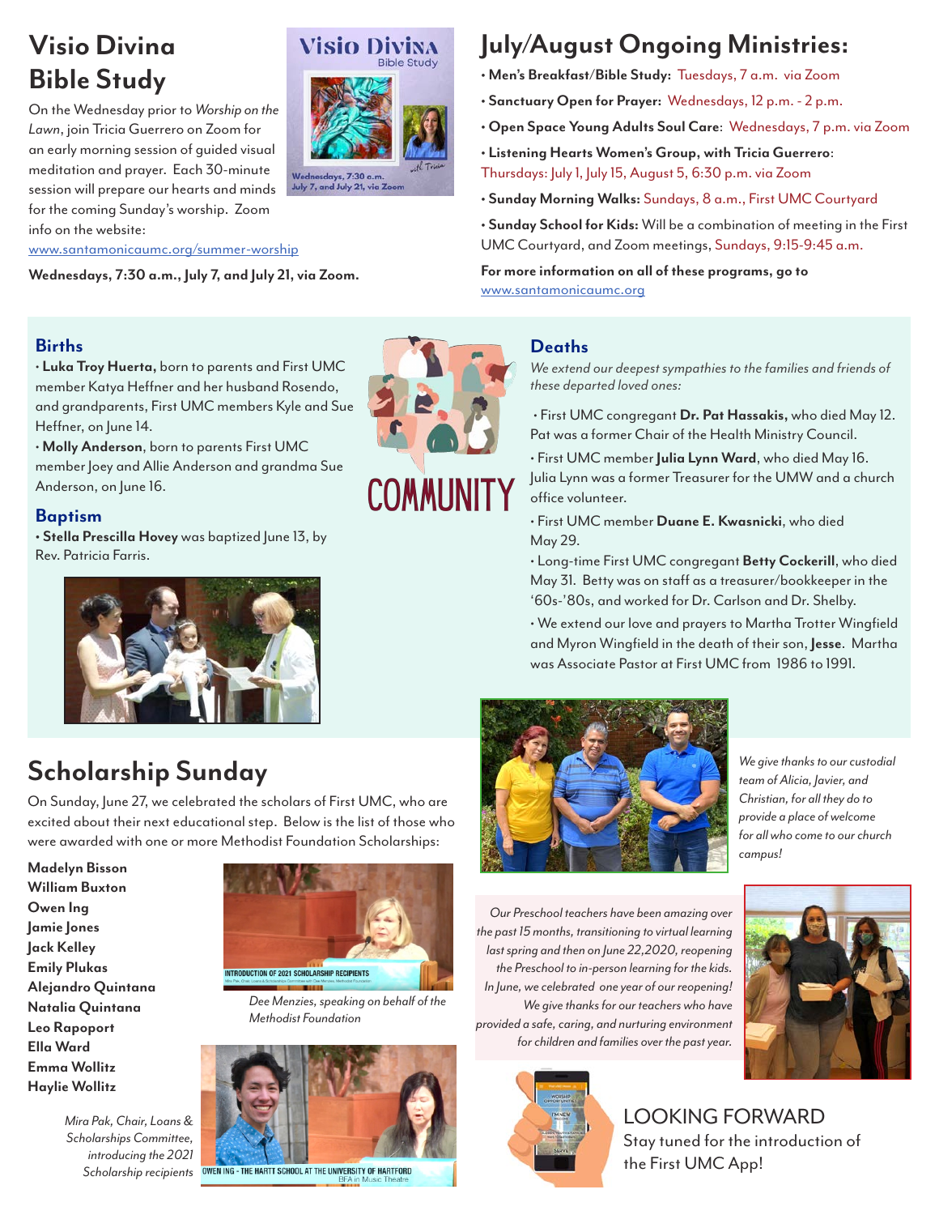## Visio Divina Bible Study

On the Wednesday prior to *Worship on the Lawn*, join Tricia Guerrero on Zoom for an early morning session of guided visual meditation and prayer. Each 30-minute session will prepare our hearts and minds for the coming Sunday's worship. Zoom info on the website:

www.santamonicaumc.org/summer-worship

**Wednesdays, 7:30 a.m., July 7, and July 21, via Zoom.**

## July/August Ongoing Ministries:

- **Men's Breakfast/Bible Study:** Tuesdays, 7 a.m. via Zoom
- **Sanctuary Open for Prayer:** Wednesdays, 12 p.m. - 2 p.m.
- **Open Space Young Adults Soul Care**: Wednesdays, 7 p.m. via Zoom
- **Listening Hearts Women's Group, with Tricia Guerrero**: Thursdays: July 1, July 15, August 5, 6:30 p.m. via Zoom
- **Sunday Morning Walks:** Sundays, 8 a.m., First UMC Courtyard
- **Sunday School for Kids:** Will be a combination of meeting in the First UMC Courtyard, and Zoom meetings, Sundays, 9:15-9:45 a.m.

**For more information on all of these programs, go to** www.santamonicaumc.org

COMMUNITY

### Births

- **Luka Troy Huerta,** born to parents and First UMC member Katya Heffner and her husband Rosendo, and grandparents, First UMC members Kyle and Sue Heffner, on June 14.
- **Molly Anderson**, born to parents First UMC member Joey and Allie Anderson and grandma Sue Anderson, on June 16.

### Baptism

- **Stella Prescilla Hovey** was baptized June 13, by Rev. Patricia Farris.

### Deaths

*We extend our deepest sympathies to the families and friends of these departed loved ones:*

- First UMC congregant **Dr. Pat Hassakis,** who died May 12. Pat was a former Chair of the Health Ministry Council.
- First UMC member **Julia Lynn Ward**, who died May 16. Julia Lynn was a former Treasurer for the UMW and a church office volunteer.
- First UMC member **Duane E. Kwasnicki**, who died May 29.
- Long-time First UMC congregant **Betty Cockerill**, who died May 31. Betty was on staff as a treasurer/bookkeeper in the '60s-'80s, and worked for Dr. Carlson and Dr. Shelby.
- We extend our love and prayers to Martha Trotter Wingfield and Myron Wingfield in the death of their son, **Jesse**. Martha was Associate Pastor at First UMC from 1986 to 1991.

## Scholarship Sunday

On Sunday, June 27, we celebrated the scholars of First UMC, who are excited about their next educational step. Below is the list of those who were awarded with one or more Methodist Foundation Scholarships:

**Madelyn Bisson**
**William Buxton**
**Owen Ing**
**Jamie Jones**
**Jack Kelley**
**Emily Plukas**
**Alejandro Quintana**
**Natalia Quintana**
**Leo Rapoport**
**Ella Ward**
**Emma Wollitz**
**Haylie Wollitz**

*Dee Menzies, speaking on behalf of the Methodist Foundation*

*Mira Pak, Chair, Loans & Scholarships Committee, introducing the 2021 Scholarship recipients*

*We give thanks to our custodial team of Alicia, Javier, and Christian, for all they do to provide a place of welcome for all who come to our church campus!*

*Our Preschool teachers have been amazing over the past 15 months, transitioning to virtual learning last spring and then on June 22,2020, reopening the Preschool to in-person learning for the kids. In June, we celebrated one year of our reopening! We give thanks for our teachers who have provided a safe, caring, and nurturing environment for children and families over the past year.*

LOOKING FORWARD

Stay tuned for the introduction of the First UMC App!